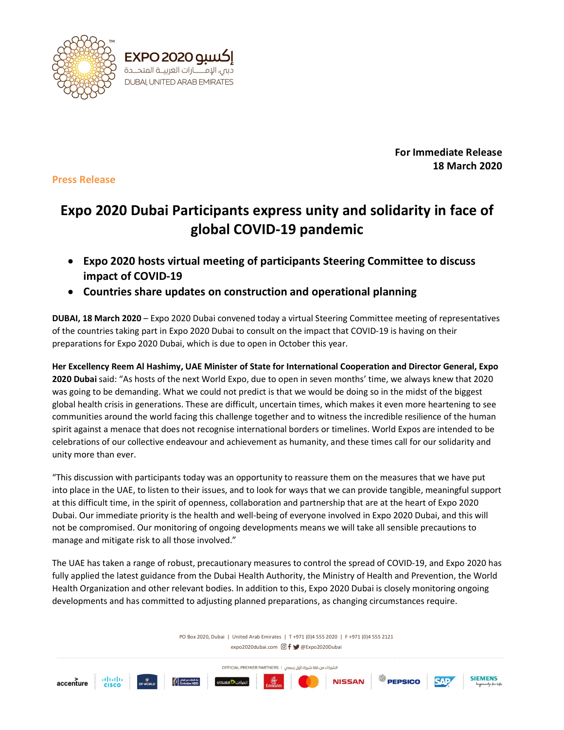**For Immediate Release**
**18 March 2020**

**Press Release**

# Expo 2020 Dubai Participants express unity and solidarity in face of global COVID-19 pandemic

- **Expo 2020 hosts virtual meeting of participants Steering Committee to discuss impact of COVID-19**
- **Countries share updates on construction and operational planning**

**DUBAI, 18 March 2020** – Expo 2020 Dubai convened today a virtual Steering Committee meeting of representatives of the countries taking part in Expo 2020 Dubai to consult on the impact that COVID-19 is having on their preparations for Expo 2020 Dubai, which is due to open in October this year.

**Her Excellency Reem Al Hashimy, UAE Minister of State for International Cooperation and Director General, Expo 2020 Dubai** said: "As hosts of the next World Expo, due to open in seven months' time, we always knew that 2020 was going to be demanding. What we could not predict is that we would be doing so in the midst of the biggest global health crisis in generations. These are difficult, uncertain times, which makes it even more heartening to see communities around the world facing this challenge together and to witness the incredible resilience of the human spirit against a menace that does not recognise international borders or timelines. World Expos are intended to be celebrations of our collective endeavour and achievement as humanity, and these times call for our solidarity and unity more than ever.

"This discussion with participants today was an opportunity to reassure them on the measures that we have put into place in the UAE, to listen to their issues, and to look for ways that we can provide tangible, meaningful support at this difficult time, in the spirit of openness, collaboration and partnership that are at the heart of Expo 2020 Dubai. Our immediate priority is the health and well-being of everyone involved in Expo 2020 Dubai, and this will not be compromised. Our monitoring of ongoing developments means we will take all sensible precautions to manage and mitigate risk to all those involved."

The UAE has taken a range of robust, precautionary measures to control the spread of COVID-19, and Expo 2020 has fully applied the latest guidance from the Dubai Health Authority, the Ministry of Health and Prevention, the World Health Organization and other relevant bodies. In addition to this, Expo 2020 Dubai is closely monitoring ongoing developments and has committed to adjusting planned preparations, as changing circumstances require.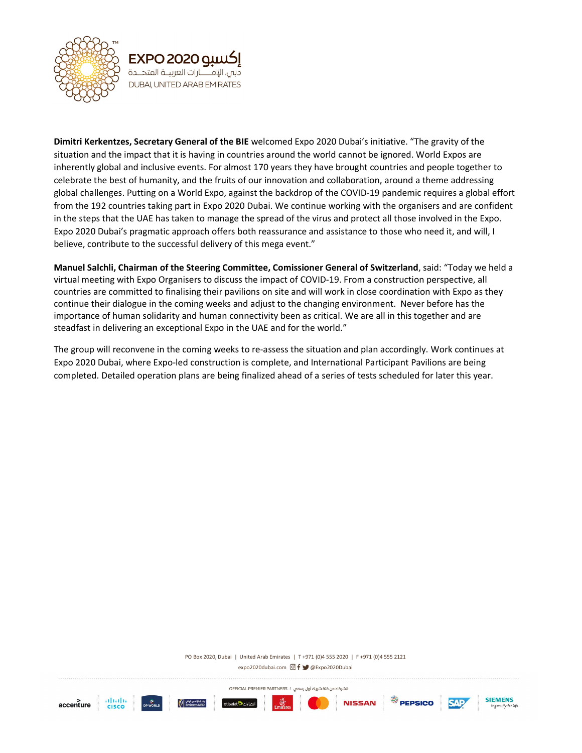**Dimitri Kerkentzes, Secretary General of the BIE** welcomed Expo 2020 Dubai's initiative. "The gravity of the situation and the impact that it is having in countries around the world cannot be ignored. World Expos are inherently global and inclusive events. For almost 170 years they have brought countries and people together to celebrate the best of humanity, and the fruits of our innovation and collaboration, around a theme addressing global challenges. Putting on a World Expo, against the backdrop of the COVID-19 pandemic requires a global effort from the 192 countries taking part in Expo 2020 Dubai. We continue working with the organisers and are confident in the steps that the UAE has taken to manage the spread of the virus and protect all those involved in the Expo. Expo 2020 Dubai's pragmatic approach offers both reassurance and assistance to those who need it, and will, I believe, contribute to the successful delivery of this mega event."

**Manuel Salchli, Chairman of the Steering Committee, Comissioner General of Switzerland**, said: "Today we held a virtual meeting with Expo Organisers to discuss the impact of COVID-19. From a construction perspective, all countries are committed to finalising their pavilions on site and will work in close coordination with Expo as they continue their dialogue in the coming weeks and adjust to the changing environment. Never before has the importance of human solidarity and human connectivity been as critical. We are all in this together and are steadfast in delivering an exceptional Expo in the UAE and for the world."

The group will reconvene in the coming weeks to re-assess the situation and plan accordingly. Work continues at Expo 2020 Dubai, where Expo-led construction is complete, and International Participant Pavilions are being completed. Detailed operation plans are being finalized ahead of a series of tests scheduled for later this year.